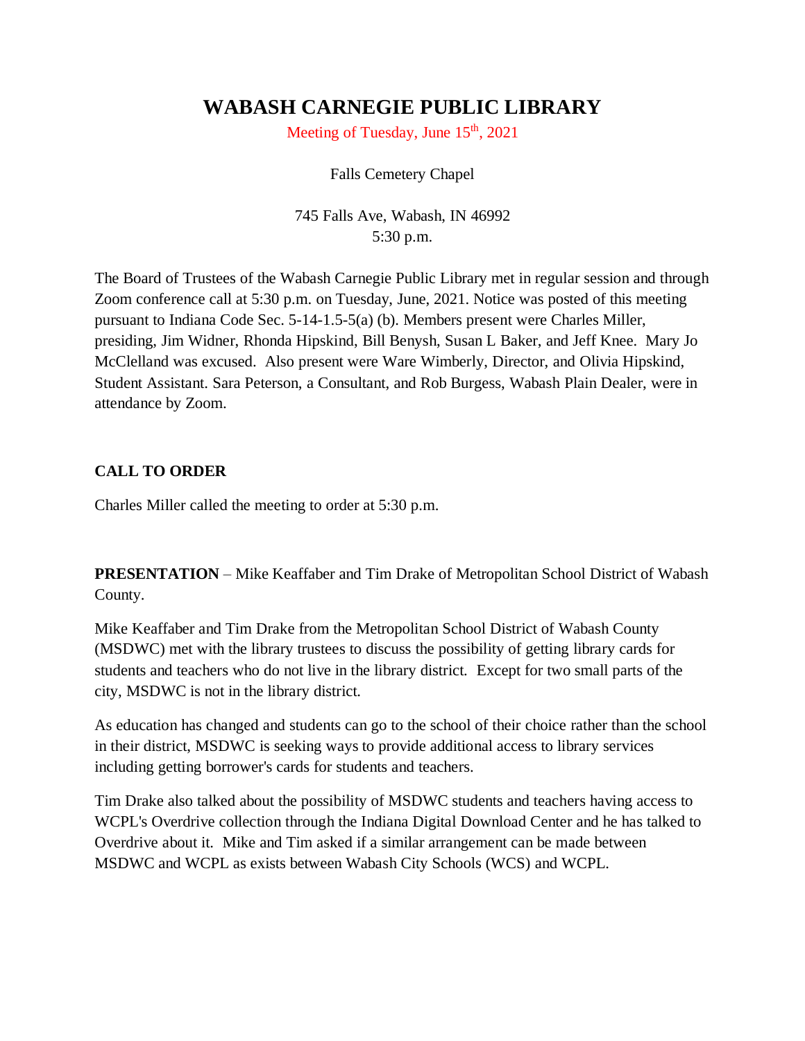# WABASH CARNEGIE PUBLIC LIBRARY

Meeting of Tuesday, June 15th, 2021

Falls Cemetery Chapel

745 Falls Ave, Wabash, IN 46992
5:30 p.m.

The Board of Trustees of the Wabash Carnegie Public Library met in regular session and through Zoom conference call at 5:30 p.m. on Tuesday, June, 2021. Notice was posted of this meeting pursuant to Indiana Code Sec. 5-14-1.5-5(a) (b). Members present were Charles Miller, presiding, Jim Widner, Rhonda Hipskind, Bill Benysh, Susan L Baker, and Jeff Knee. Mary Jo McClelland was excused. Also present were Ware Wimberly, Director, and Olivia Hipskind, Student Assistant. Sara Peterson, a Consultant, and Rob Burgess, Wabash Plain Dealer, were in attendance by Zoom.

## CALL TO ORDER

Charles Miller called the meeting to order at 5:30 p.m.

**PRESENTATION** – Mike Keaffaber and Tim Drake of Metropolitan School District of Wabash County.

Mike Keaffaber and Tim Drake from the Metropolitan School District of Wabash County (MSDWC) met with the library trustees to discuss the possibility of getting library cards for students and teachers who do not live in the library district. Except for two small parts of the city, MSDWC is not in the library district.

As education has changed and students can go to the school of their choice rather than the school in their district, MSDWC is seeking ways to provide additional access to library services including getting borrower's cards for students and teachers.

Tim Drake also talked about the possibility of MSDWC students and teachers having access to WCPL's Overdrive collection through the Indiana Digital Download Center and he has talked to Overdrive about it. Mike and Tim asked if a similar arrangement can be made between MSDWC and WCPL as exists between Wabash City Schools (WCS) and WCPL.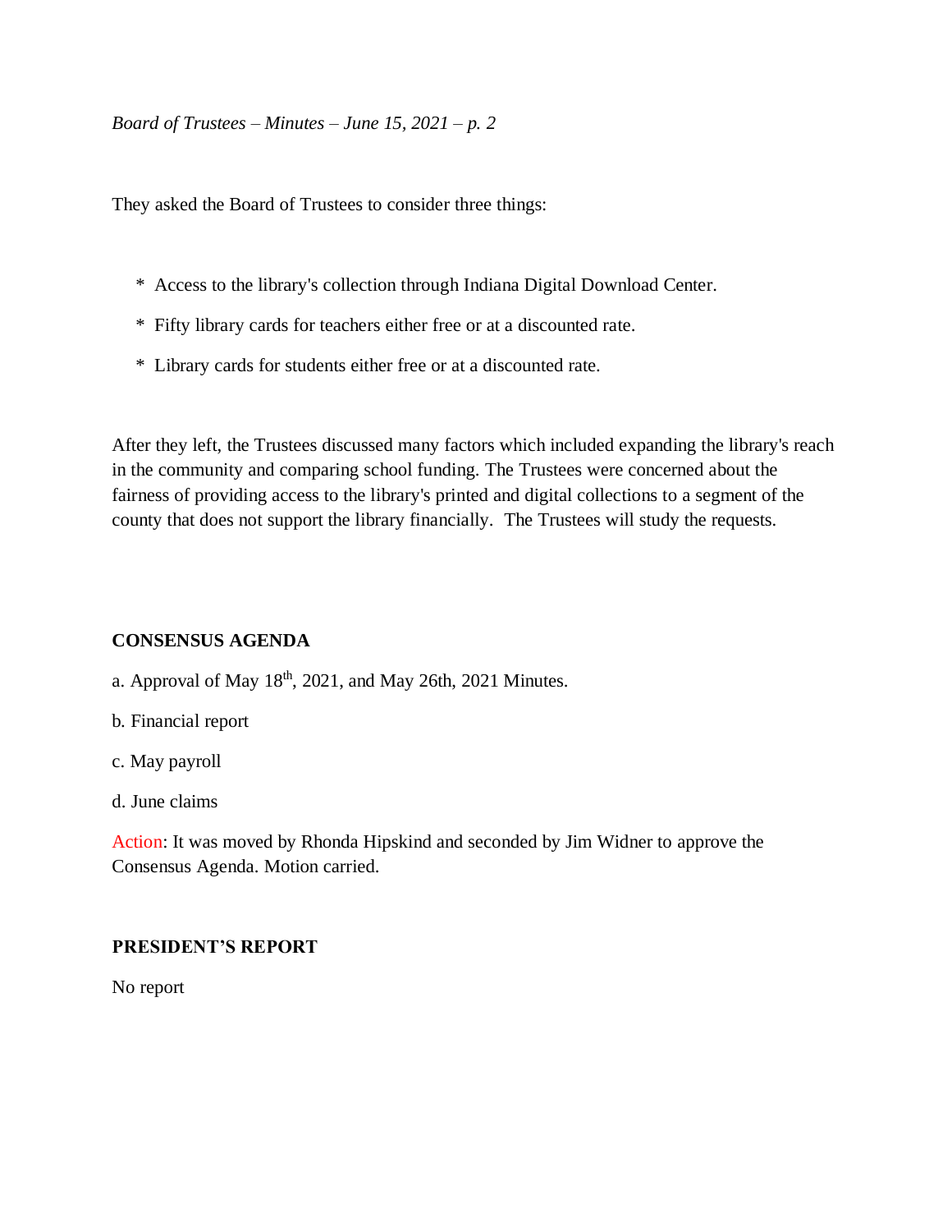They asked the Board of Trustees to consider three things:

* Access to the library's collection through Indiana Digital Download Center.
* Fifty library cards for teachers either free or at a discounted rate.
* Library cards for students either free or at a discounted rate.

After they left, the Trustees discussed many factors which included expanding the library's reach in the community and comparing school funding. The Trustees were concerned about the fairness of providing access to the library's printed and digital collections to a segment of the county that does not support the library financially. The Trustees will study the requests.

## CONSENSUS AGENDA

a. Approval of May 18th, 2021, and May 26th, 2021 Minutes.

b. Financial report

c. May payroll

d. June claims

Action: It was moved by Rhonda Hipskind and seconded by Jim Widner to approve the Consensus Agenda. Motion carried.

## PRESIDENT'S REPORT

No report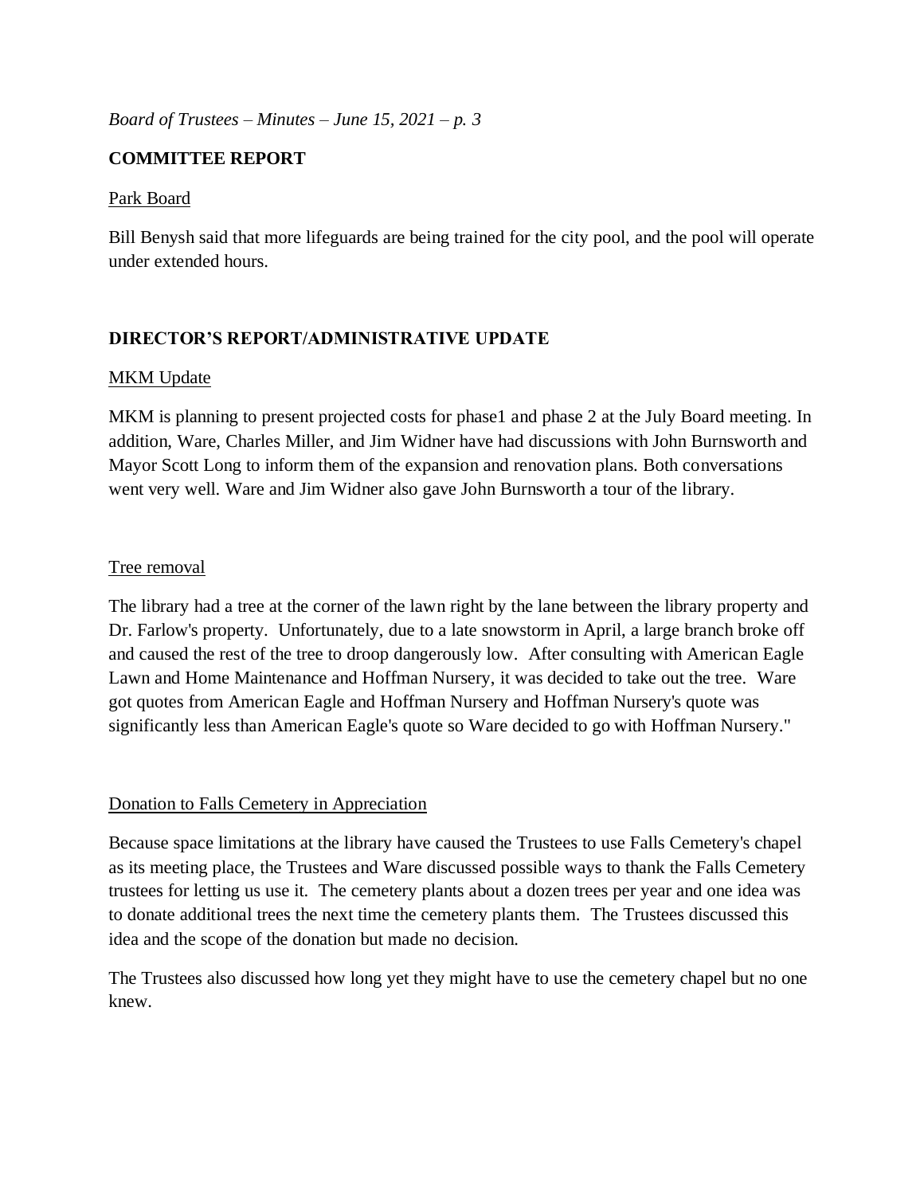## COMMITTEE REPORT

Park Board

Bill Benysh said that more lifeguards are being trained for the city pool, and the pool will operate under extended hours.

## DIRECTOR'S REPORT/ADMINISTRATIVE UPDATE

MKM Update

MKM is planning to present projected costs for phase1 and phase 2 at the July Board meeting. In addition, Ware, Charles Miller, and Jim Widner have had discussions with John Burnsworth and Mayor Scott Long to inform them of the expansion and renovation plans. Both conversations went very well. Ware and Jim Widner also gave John Burnsworth a tour of the library.

Tree removal

The library had a tree at the corner of the lawn right by the lane between the library property and Dr. Farlow's property. Unfortunately, due to a late snowstorm in April, a large branch broke off and caused the rest of the tree to droop dangerously low. After consulting with American Eagle Lawn and Home Maintenance and Hoffman Nursery, it was decided to take out the tree. Ware got quotes from American Eagle and Hoffman Nursery and Hoffman Nursery's quote was significantly less than American Eagle's quote so Ware decided to go with Hoffman Nursery."

Donation to Falls Cemetery in Appreciation

Because space limitations at the library have caused the Trustees to use Falls Cemetery's chapel as its meeting place, the Trustees and Ware discussed possible ways to thank the Falls Cemetery trustees for letting us use it. The cemetery plants about a dozen trees per year and one idea was to donate additional trees the next time the cemetery plants them. The Trustees discussed this idea and the scope of the donation but made no decision.

The Trustees also discussed how long yet they might have to use the cemetery chapel but no one knew.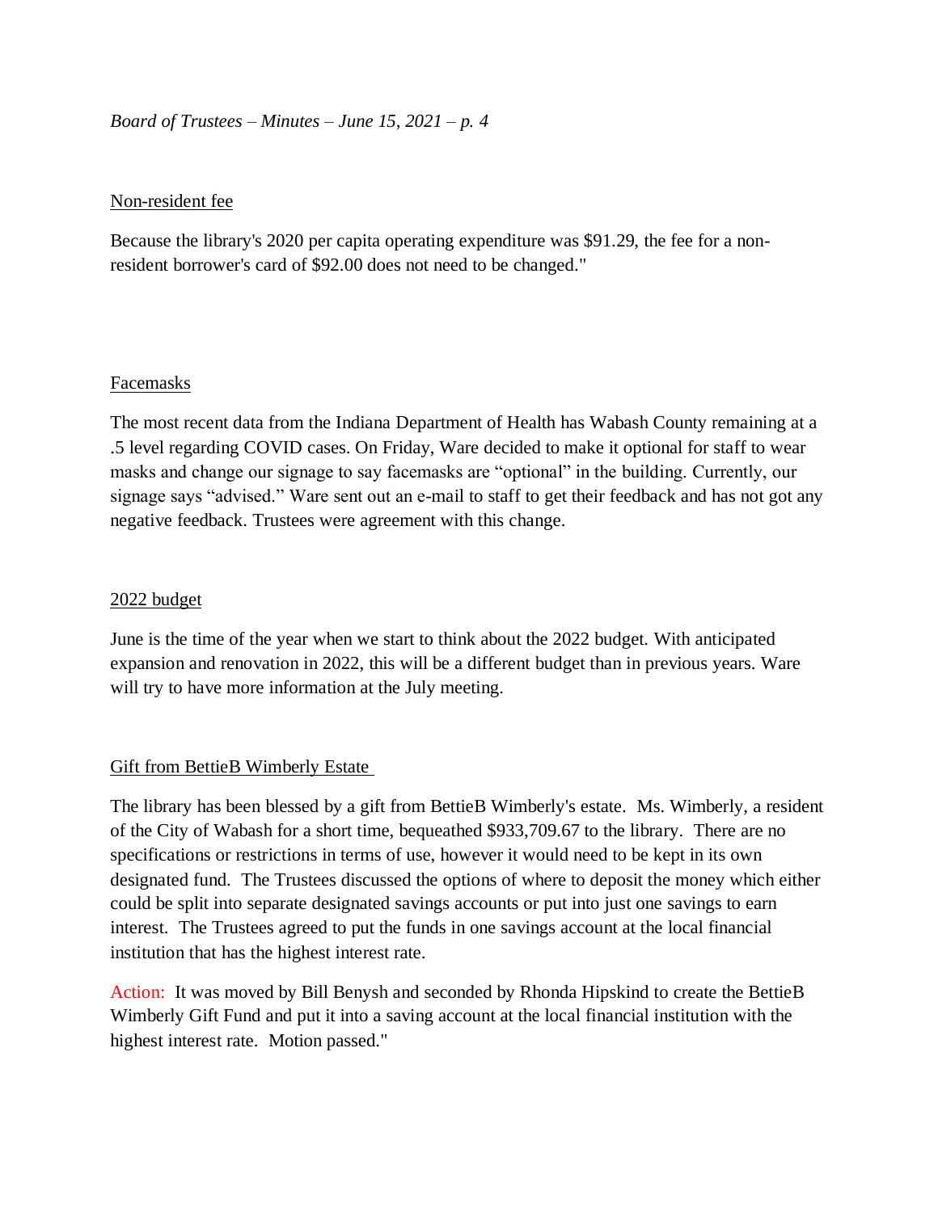Non-resident fee

Because the library's 2020 per capita operating expenditure was $91.29, the fee for a non-resident borrower's card of $92.00 does not need to be changed."

Facemasks

The most recent data from the Indiana Department of Health has Wabash County remaining at a .5 level regarding COVID cases. On Friday, Ware decided to make it optional for staff to wear masks and change our signage to say facemasks are "optional" in the building. Currently, our signage says "advised." Ware sent out an e-mail to staff to get their feedback and has not got any negative feedback. Trustees were agreement with this change.

2022 budget

June is the time of the year when we start to think about the 2022 budget. With anticipated expansion and renovation in 2022, this will be a different budget than in previous years. Ware will try to have more information at the July meeting.

Gift from BettieB Wimberly Estate

The library has been blessed by a gift from BettieB Wimberly's estate. Ms. Wimberly, a resident of the City of Wabash for a short time, bequeathed $933,709.67 to the library. There are no specifications or restrictions in terms of use, however it would need to be kept in its own designated fund. The Trustees discussed the options of where to deposit the money which either could be split into separate designated savings accounts or put into just one savings to earn interest. The Trustees agreed to put the funds in one savings account at the local financial institution that has the highest interest rate.

Action: It was moved by Bill Benysh and seconded by Rhonda Hipskind to create the BettieB Wimberly Gift Fund and put it into a saving account at the local financial institution with the highest interest rate. Motion passed."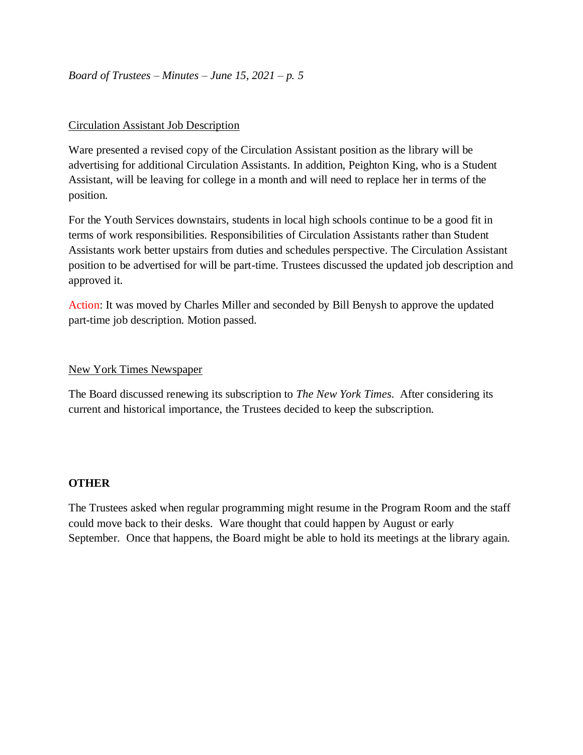Circulation Assistant Job Description

Ware presented a revised copy of the Circulation Assistant position as the library will be advertising for additional Circulation Assistants. In addition, Peighton King, who is a Student Assistant, will be leaving for college in a month and will need to replace her in terms of the position.

For the Youth Services downstairs, students in local high schools continue to be a good fit in terms of work responsibilities. Responsibilities of Circulation Assistants rather than Student Assistants work better upstairs from duties and schedules perspective. The Circulation Assistant position to be advertised for will be part-time. Trustees discussed the updated job description and approved it.

Action: It was moved by Charles Miller and seconded by Bill Benysh to approve the updated part-time job description. Motion passed.

New York Times Newspaper

The Board discussed renewing its subscription to *The New York Times*. After considering its current and historical importance, the Trustees decided to keep the subscription.

**OTHER**

The Trustees asked when regular programming might resume in the Program Room and the staff could move back to their desks. Ware thought that could happen by August or early September. Once that happens, the Board might be able to hold its meetings at the library again.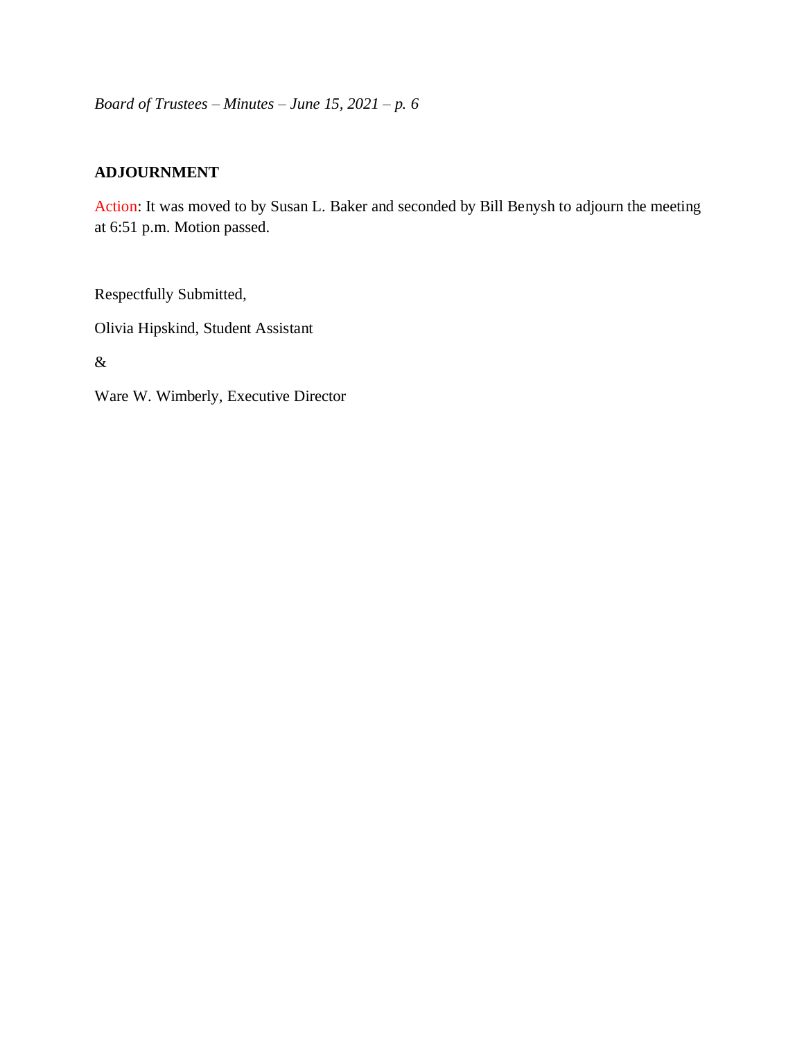## ADJOURNMENT

Action: It was moved to by Susan L. Baker and seconded by Bill Benysh to adjourn the meeting at 6:51 p.m. Motion passed.

Respectfully Submitted,

Olivia Hipskind, Student Assistant

&

Ware W. Wimberly, Executive Director